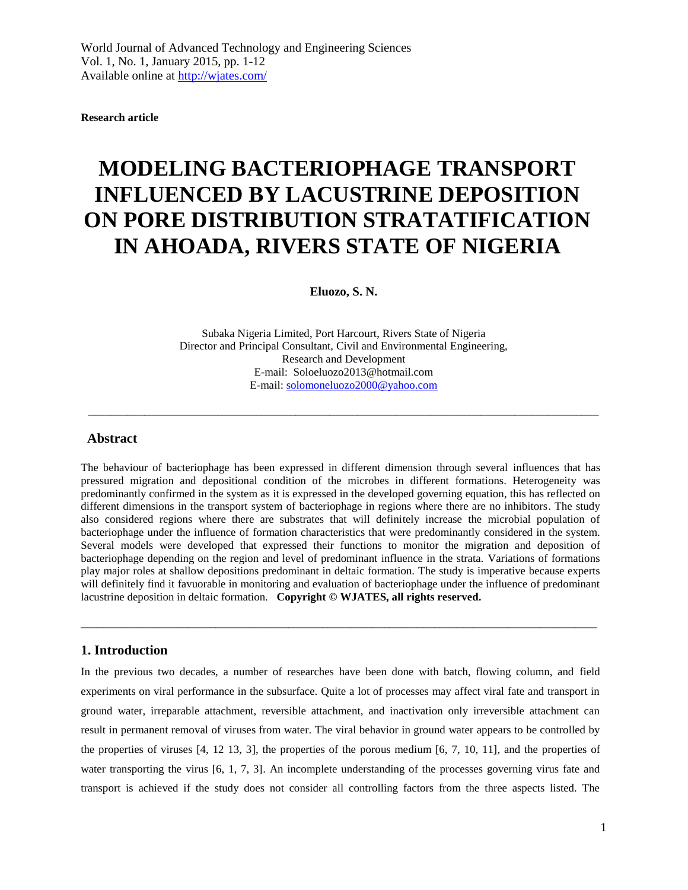World Journal of Advanced Technology and Engineering Sciences
Vol. 1, No. 1, January 2015, pp. 1-12
Available online at http://wjates.com/

**Research article**

# MODELING BACTERIOPHAGE TRANSPORT INFLUENCED BY LACUSTRINE DEPOSITION ON PORE DISTRIBUTION STRATATIFICATION IN AHOADA, RIVERS STATE OF NIGERIA

**Eluozo, S. N.**

Subaka Nigeria Limited, Port Harcourt, Rivers State of Nigeria
Director and Principal Consultant, Civil and Environmental Engineering, Research and Development
E-mail: Soloeluozo2013@hotmail.com
E-mail: solomoneluozo2000@yahoo.com

---

## Abstract

The behaviour of bacteriophage has been expressed in different dimension through several influences that has pressured migration and depositional condition of the microbes in different formations. Heterogeneity was predominantly confirmed in the system as it is expressed in the developed governing equation, this has reflected on different dimensions in the transport system of bacteriophage in regions where there are no inhibitors. The study also considered regions where there are substrates that will definitely increase the microbial population of bacteriophage under the influence of formation characteristics that were predominantly considered in the system. Several models were developed that expressed their functions to monitor the migration and deposition of bacteriophage depending on the region and level of predominant influence in the strata. Variations of formations play major roles at shallow depositions predominant in deltaic formation. The study is imperative because experts will definitely find it favuorable in monitoring and evaluation of bacteriophage under the influence of predominant lacustrine deposition in deltaic formation. **Copyright © WJATES, all rights reserved.**

---

## 1. Introduction

In the previous two decades, a number of researches have been done with batch, flowing column, and field experiments on viral performance in the subsurface. Quite a lot of processes may affect viral fate and transport in ground water, irreparable attachment, reversible attachment, and inactivation only irreversible attachment can result in permanent removal of viruses from water. The viral behavior in ground water appears to be controlled by the properties of viruses [4, 12 13, 3], the properties of the porous medium [6, 7, 10, 11], and the properties of water transporting the virus [6, 1, 7, 3]. An incomplete understanding of the processes governing virus fate and transport is achieved if the study does not consider all controlling factors from the three aspects listed. The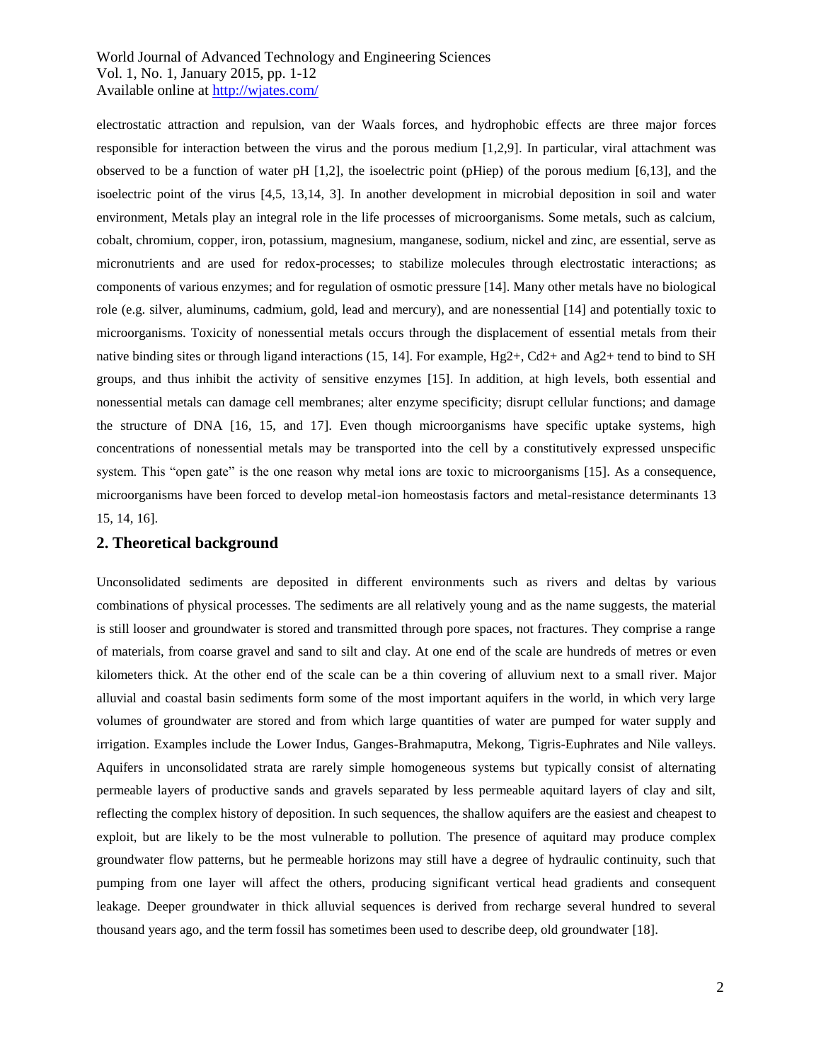electrostatic attraction and repulsion, van der Waals forces, and hydrophobic effects are three major forces responsible for interaction between the virus and the porous medium [1,2,9]. In particular, viral attachment was observed to be a function of water pH [1,2], the isoelectric point (pHiep) of the porous medium [6,13], and the isoelectric point of the virus [4,5, 13,14, 3]. In another development in microbial deposition in soil and water environment, Metals play an integral role in the life processes of microorganisms. Some metals, such as calcium, cobalt, chromium, copper, iron, potassium, magnesium, manganese, sodium, nickel and zinc, are essential, serve as micronutrients and are used for redox-processes; to stabilize molecules through electrostatic interactions; as components of various enzymes; and for regulation of osmotic pressure [14]. Many other metals have no biological role (e.g. silver, aluminums, cadmium, gold, lead and mercury), and are nonessential [14] and potentially toxic to microorganisms. Toxicity of nonessential metals occurs through the displacement of essential metals from their native binding sites or through ligand interactions (15, 14]. For example, $Hg^{2+}$, $Cd^{2+}$ and $Ag^{2+}$ tend to bind to SH groups, and thus inhibit the activity of sensitive enzymes [15]. In addition, at high levels, both essential and nonessential metals can damage cell membranes; alter enzyme specificity; disrupt cellular functions; and damage the structure of DNA [16, 15, and 17]. Even though microorganisms have specific uptake systems, high concentrations of nonessential metals may be transported into the cell by a constitutively expressed unspecific system. This "open gate" is the one reason why metal ions are toxic to microorganisms [15]. As a consequence, microorganisms have been forced to develop metal-ion homeostasis factors and metal-resistance determinants 13 15, 14, 16].

## 2. Theoretical background

Unconsolidated sediments are deposited in different environments such as rivers and deltas by various combinations of physical processes. The sediments are all relatively young and as the name suggests, the material is still looser and groundwater is stored and transmitted through pore spaces, not fractures. They comprise a range of materials, from coarse gravel and sand to silt and clay. At one end of the scale are hundreds of metres or even kilometers thick. At the other end of the scale can be a thin covering of alluvium next to a small river. Major alluvial and coastal basin sediments form some of the most important aquifers in the world, in which very large volumes of groundwater are stored and from which large quantities of water are pumped for water supply and irrigation. Examples include the Lower Indus, Ganges-Brahmaputra, Mekong, Tigris-Euphrates and Nile valleys. Aquifers in unconsolidated strata are rarely simple homogeneous systems but typically consist of alternating permeable layers of productive sands and gravels separated by less permeable aquitard layers of clay and silt, reflecting the complex history of deposition. In such sequences, the shallow aquifers are the easiest and cheapest to exploit, but are likely to be the most vulnerable to pollution. The presence of aquitard may produce complex groundwater flow patterns, but he permeable horizons may still have a degree of hydraulic continuity, such that pumping from one layer will affect the others, producing significant vertical head gradients and consequent leakage. Deeper groundwater in thick alluvial sequences is derived from recharge several hundred to several thousand years ago, and the term fossil has sometimes been used to describe deep, old groundwater [18].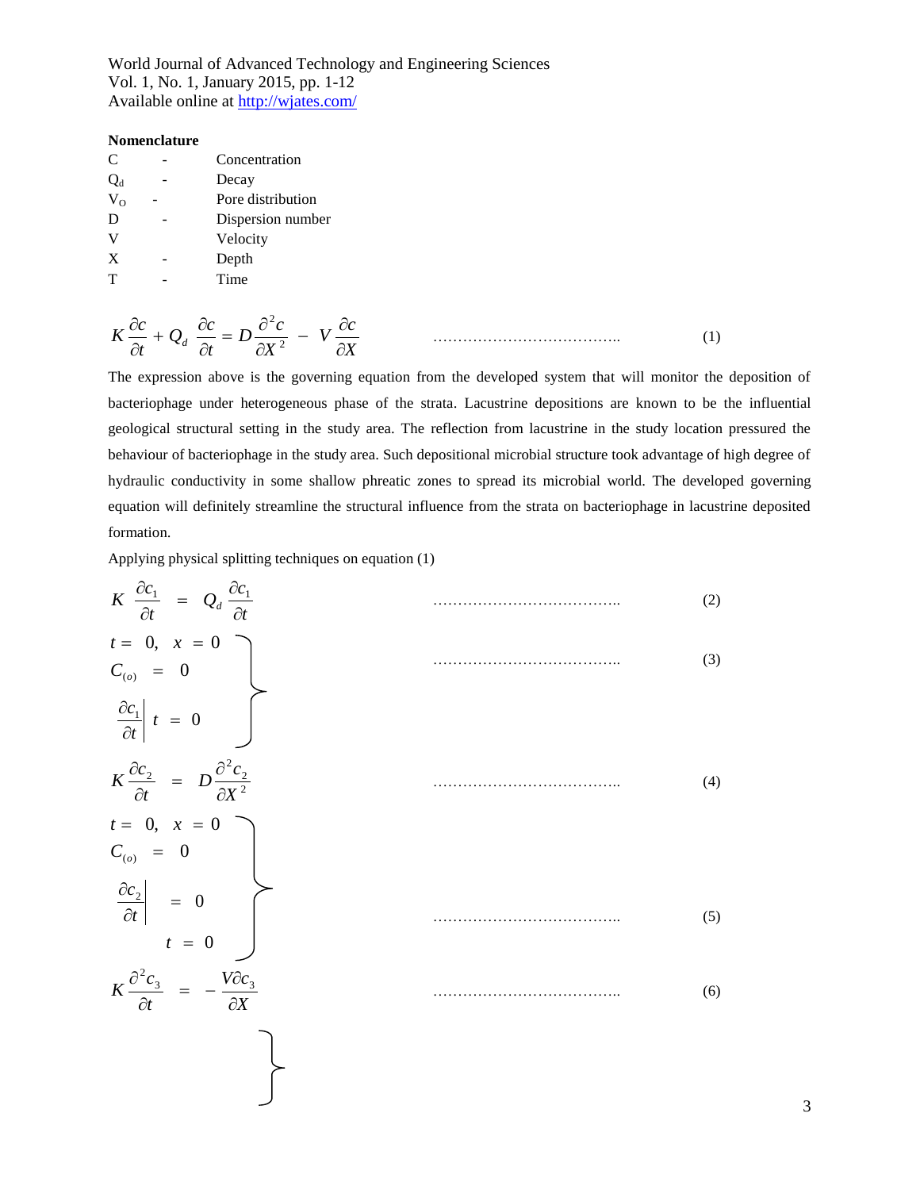**Nomenclature**

| | | |
|---|---|---|
| C | - | Concentration |
| $Q_d$ | - | Decay |
| $V_O$ | - | Pore distribution |
| D | - | Dispersion number |
| V | | Velocity |
| X | - | Depth |
| T | - | Time |

$$K\frac{\partial c}{\partial t} + Q_d\,\frac{\partial c}{\partial t} = D\frac{\partial^2 c}{\partial X^2} - V\frac{\partial c}{\partial X} \qquad \text{..................................} \qquad (1)$$

The expression above is the governing equation from the developed system that will monitor the deposition of bacteriophage under heterogeneous phase of the strata. Lacustrine depositions are known to be the influential geological structural setting in the study area. The reflection from lacustrine in the study location pressured the behaviour of bacteriophage in the study area. Such depositional microbial structure took advantage of high degree of hydraulic conductivity in some shallow phreatic zones to spread its microbial world. The developed governing equation will definitely streamline the structural influence from the strata on bacteriophage in lacustrine deposited formation.

Applying physical splitting techniques on equation (1)

$$K\,\frac{\partial c_1}{\partial t} = Q_d\,\frac{\partial c_1}{\partial t} \qquad \text{..................................} \qquad (2)$$

$$\left.\begin{array}{l} t = 0, \quad x = 0 \\ C_{(o)} = 0 \\ \left.\dfrac{\partial c_1}{\partial t}\right| t = 0 \end{array}\right\} \qquad \text{..................................} \qquad (3)$$

$$K\frac{\partial c_2}{\partial t} = D\frac{\partial^2 c_2}{\partial X^2} \qquad \text{..................................} \qquad (4)$$

$$\left.\begin{array}{l} t = 0, \quad x = 0 \\ C_{(o)} = 0 \\ \left.\dfrac{\partial c_2}{\partial t}\right| = 0 \\ \qquad t = 0 \end{array}\right\} \qquad \text{..................................} \qquad (5)$$

$$K\frac{\partial^2 c_3}{\partial t} = -\frac{V\partial c_3}{\partial X} \qquad \text{..................................} \qquad (6)$$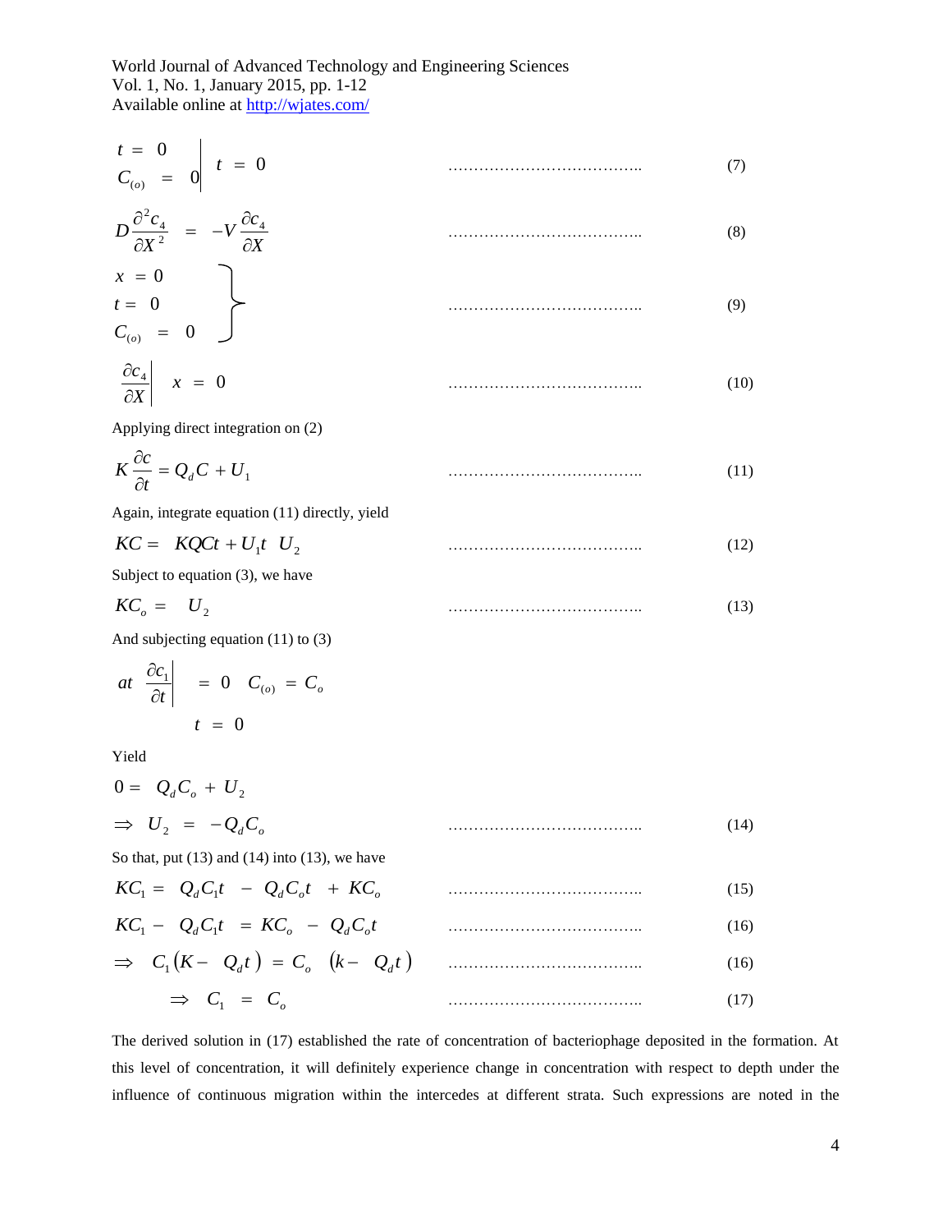$$\left.\begin{array}{l} t = 0 \\ C_{(o)} = 0 \end{array}\right| t = 0 \quad \text{..................................} \quad (7)$$

$$D\frac{\partial^2 c_4}{\partial X^2} = -V\frac{\partial c_4}{\partial X} \quad \text{..................................} \quad (8)$$

$$\left.\begin{array}{l} x = 0 \\ t = 0 \\ C_{(o)} = 0 \end{array}\right\} \quad \text{..................................} \quad (9)$$

$$\left.\frac{\partial c_4}{\partial X}\right| x = 0 \quad \text{..................................} \quad (10)$$

Applying direct integration on (2)

$$K\frac{\partial c}{\partial t} = Q_d C + U_1 \quad \text{..................................} \quad (11)$$

Again, integrate equation (11) directly, yield

$$KC = KQCt + U_1 t \;\; U_2 \quad \text{..................................} \quad (12)$$

Subject to equation (3), we have

$$KC_o = U_2 \quad \text{..................................} \quad (13)$$

And subjecting equation (11) to (3)

$$at \;\; \left.\frac{\partial c_1}{\partial t}\right|_{t=0} = 0 \quad C_{(o)} = C_o$$

Yield

$$0 = Q_d C_o + U_2$$

$$\Rightarrow U_2 = -Q_d C_o \quad \text{..................................} \quad (14)$$

So that, put (13) and (14) into (13), we have

$$KC_1 = Q_d C_1 t - Q_d C_o t + KC_o \quad \text{..................................} \quad (15)$$

$$KC_1 - Q_d C_1 t = KC_o - Q_d C_o t \quad \text{..................................} \quad (16)$$

$$\Rightarrow C_1 (K - Q_d t) = C_o \;\; (k - Q_d t) \quad \text{..................................} \quad (16)$$

$$\Rightarrow C_1 = C_o \quad \text{..................................} \quad (17)$$

The derived solution in (17) established the rate of concentration of bacteriophage deposited in the formation. At this level of concentration, it will definitely experience change in concentration with respect to depth under the influence of continuous migration within the intercedes at different strata. Such expressions are noted in the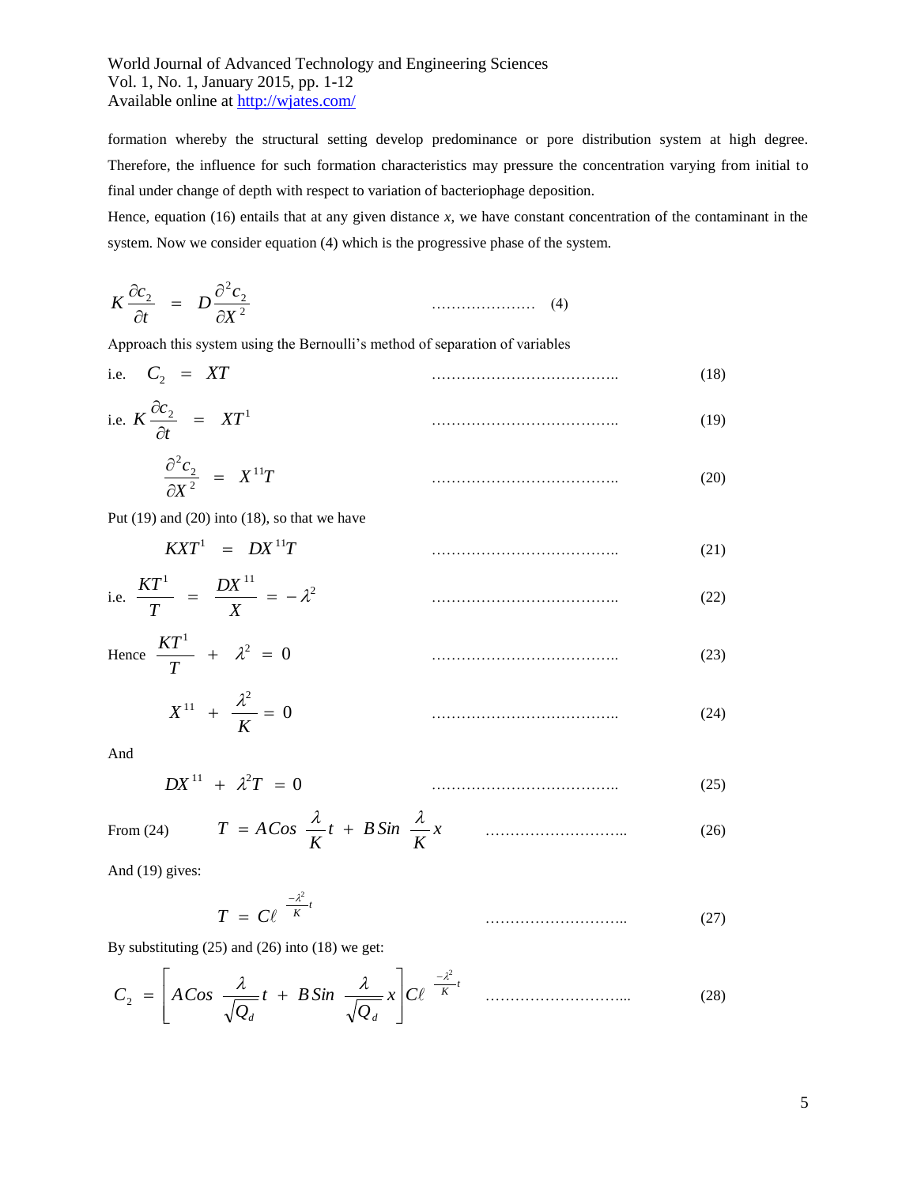formation whereby the structural setting develop predominance or pore distribution system at high degree. Therefore, the influence for such formation characteristics may pressure the concentration varying from initial to final under change of depth with respect to variation of bacteriophage deposition.

Hence, equation (16) entails that at any given distance *x*, we have constant concentration of the contaminant in the system. Now we consider equation (4) which is the progressive phase of the system.

$$K\frac{\partial c_2}{\partial t} = D\frac{\partial^2 c_2}{\partial X^2} \qquad \text{.....................} \quad (4)$$

Approach this system using the Bernoulli's method of separation of variables

$$\text{i.e.} \quad C_2 = XT \qquad \text{..................................} \quad (18)$$

$$\text{i.e.} \quad K\frac{\partial c_2}{\partial t} = XT^1 \qquad \text{..................................} \quad (19)$$

$$\frac{\partial^2 c_2}{\partial X^2} = X^{11}T \qquad \text{..................................} \quad (20)$$

Put (19) and (20) into (18), so that we have

$$KXT^1 = DX^{11}T \qquad \text{..................................} \quad (21)$$

$$\text{i.e.} \quad \frac{KT^1}{T} = \frac{DX^{11}}{X} = -\lambda^2 \qquad \text{..................................} \quad (22)$$

$$\text{Hence} \quad \frac{KT^1}{T} + \lambda^2 = 0 \qquad \text{..................................} \quad (23)$$

$$X^{11} + \frac{\lambda^2}{K} = 0 \qquad \text{..................................} \quad (24)$$

And

$$DX^{11} + \lambda^2 T = 0 \qquad \text{..................................} \quad (25)$$

$$\text{From (24)} \qquad T = A\,Cos\,\frac{\lambda}{K}t + B\,Sin\,\frac{\lambda}{K}x \qquad \text{..........................} \quad (26)$$

And (19) gives:

$$T = C\ell^{\frac{-\lambda^2}{K}t} \qquad \text{..........................} \quad (27)$$

By substituting (25) and (26) into (18) we get:

$$C_2 = \left[A\,Cos\,\frac{\lambda}{\sqrt{Q_d}}t + B\,Sin\,\frac{\lambda}{\sqrt{Q_d}}x\right]C\ell^{\frac{-\lambda^2}{K}t} \qquad \text{...........................} \quad (28)$$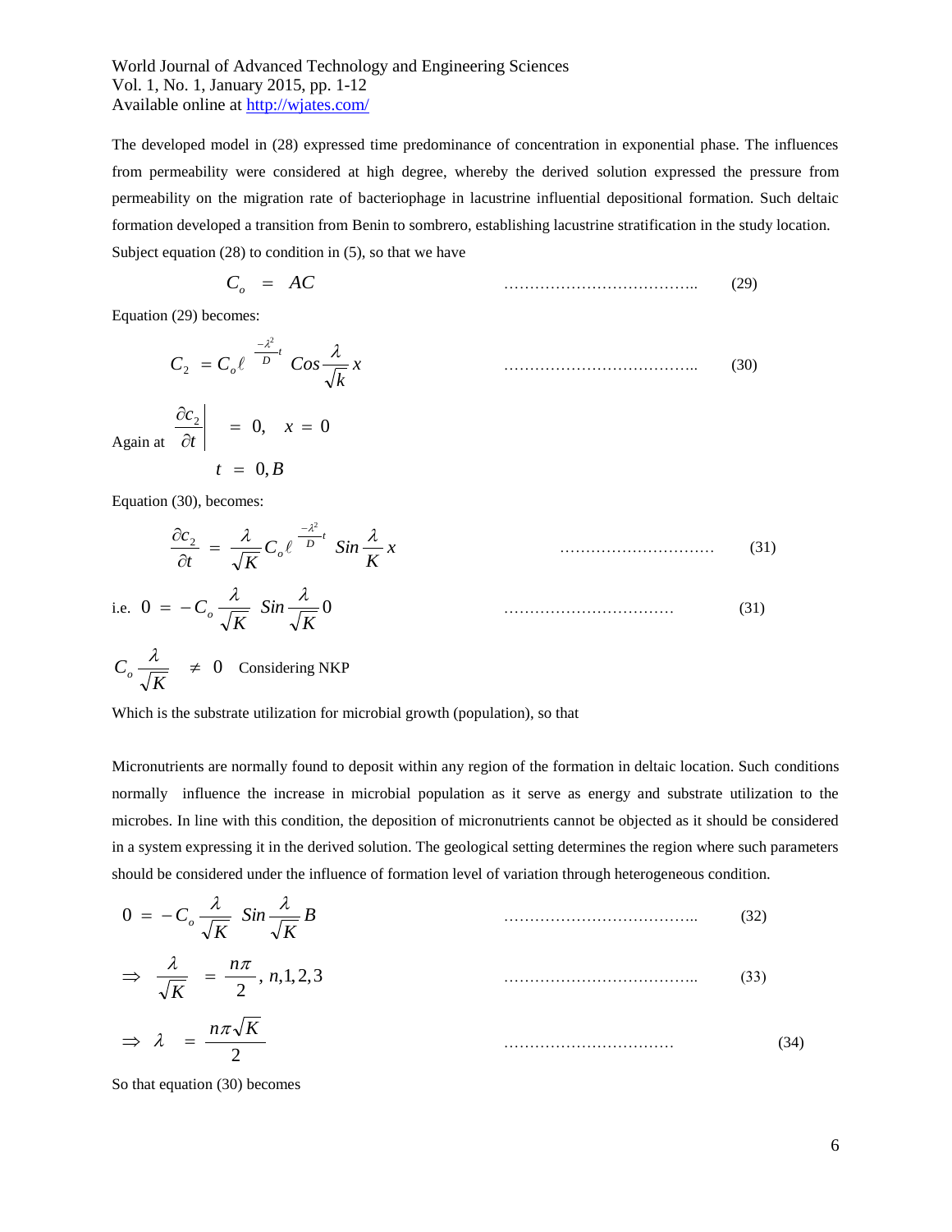The developed model in (28) expressed time predominance of concentration in exponential phase. The influences from permeability were considered at high degree, whereby the derived solution expressed the pressure from permeability on the migration rate of bacteriophage in lacustrine influential depositional formation. Such deltaic formation developed a transition from Benin to sombrero, establishing lacustrine stratification in the study location. Subject equation (28) to condition in (5), so that we have

$$C_o = AC \qquad \ldots\ldots\ldots\ldots\ldots\ldots\ldots\ldots\ldots\ldots\ldots\ldots \quad (29)$$

Equation (29) becomes:

$$C_2 = C_o \ell^{\frac{-\lambda^2}{D}t} \, Cos \frac{\lambda}{\sqrt{k}} x \qquad \ldots\ldots\ldots\ldots\ldots\ldots\ldots\ldots\ldots\ldots\ldots\ldots \quad (30)$$

Again at $\left. \frac{\partial c_2}{\partial t} \right| = 0, \quad x = 0$

$$t = 0, B$$

Equation (30), becomes:

$$\frac{\partial c_2}{\partial t} = \frac{\lambda}{\sqrt{K}} C_o \ell^{\frac{-\lambda^2}{D}t} \, Sin \frac{\lambda}{K} x \qquad \ldots\ldots\ldots\ldots\ldots\ldots\ldots\ldots\ldots \quad (31)$$

i.e. $0 = -C_o \frac{\lambda}{\sqrt{K}} \, Sin \frac{\lambda}{\sqrt{K}} 0 \qquad \ldots\ldots\ldots\ldots\ldots\ldots\ldots\ldots\ldots\ldots \quad (31)$

$C_o \frac{\lambda}{\sqrt{K}} \neq 0$ Considering NKP

Which is the substrate utilization for microbial growth (population), so that

Micronutrients are normally found to deposit within any region of the formation in deltaic location. Such conditions normally influence the increase in microbial population as it serve as energy and substrate utilization to the microbes. In line with this condition, the deposition of micronutrients cannot be objected as it should be considered in a system expressing it in the derived solution. The geological setting determines the region where such parameters should be considered under the influence of formation level of variation through heterogeneous condition.

$$0 = -C_o \frac{\lambda}{\sqrt{K}} \, Sin \frac{\lambda}{\sqrt{K}} B \qquad \ldots\ldots\ldots\ldots\ldots\ldots\ldots\ldots\ldots\ldots\ldots\ldots \quad (32)$$

$$\Rightarrow \frac{\lambda}{\sqrt{K}} = \frac{n\pi}{2}, \; n, 1, 2, 3 \qquad \ldots\ldots\ldots\ldots\ldots\ldots\ldots\ldots\ldots\ldots\ldots\ldots \quad (33)$$

$$\Rightarrow \lambda = \frac{n\pi\sqrt{K}}{2} \qquad \ldots\ldots\ldots\ldots\ldots\ldots\ldots\ldots\ldots\ldots \quad (34)$$

So that equation (30) becomes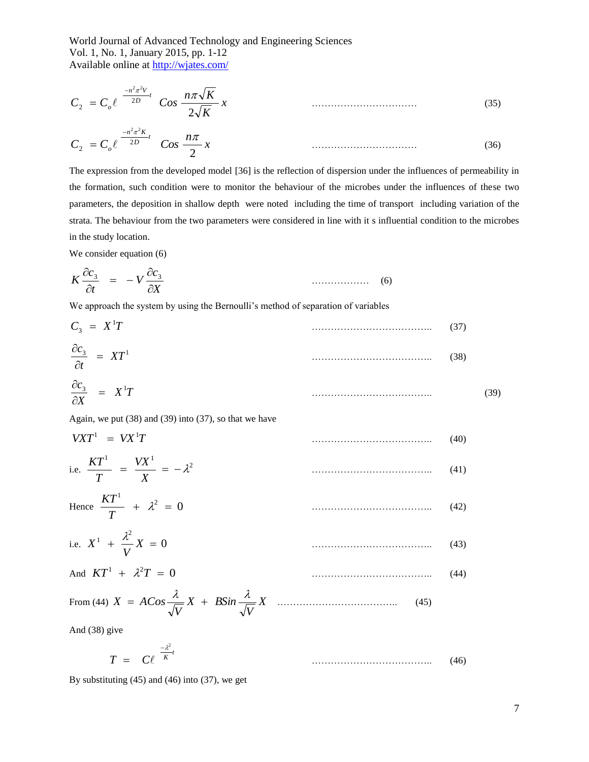$$C_2 = C_o \ell^{\frac{-n^2\pi^2 V}{2D}t} \; Cos \frac{n\pi\sqrt{K}}{2\sqrt{K}} x \quad \text{..............................} \quad (35)$$

$$C_2 = C_o \ell^{\frac{-n^2\pi^2 K}{2D}t} \; Cos \frac{n\pi}{2} x \quad \text{..............................} \quad (36)$$

The expression from the developed model [36] is the reflection of dispersion under the influences of permeability in the formation, such condition were to monitor the behaviour of the microbes under the influences of these two parameters, the deposition in shallow depth were noted including the time of transport including variation of the strata. The behaviour from the two parameters were considered in line with it s influential condition to the microbes in the study location.

We consider equation (6)

$$K \frac{\partial c_3}{\partial t} = -V \frac{\partial c_3}{\partial X} \quad \text{.................} \quad (6)$$

We approach the system by using the Bernoulli's method of separation of variables

$$C_3 = X^1 T \quad \text{..................................} \quad (37)$$

$$\frac{\partial c_3}{\partial t} = X T^1 \quad \text{..................................} \quad (38)$$

$$\frac{\partial c_3}{\partial X} = X^1 T \quad \text{..................................} \quad (39)$$

Again, we put (38) and (39) into (37), so that we have

$$V X T^1 = V X^1 T \quad \text{..................................} \quad (40)$$

i.e. $\frac{K T^1}{T} = \frac{V X^1}{X} = -\lambda^2$ .................................. (41)

Hence $\frac{K T^1}{T} + \lambda^2 = 0$ .................................. (42)

i.e. $X^1 + \frac{\lambda^2}{V} X = 0$ .................................. (43)

And $K T^1 + \lambda^2 T = 0$ .................................. (44)

From (44) $X = A Cos \frac{\lambda}{\sqrt{V}} X + B Sin \frac{\lambda}{\sqrt{V}} X$ .................................. (45)

And (38) give

$$T = C \ell^{\frac{-\lambda^2}{K}t} \quad \text{..................................} \quad (46)$$

By substituting (45) and (46) into (37), we get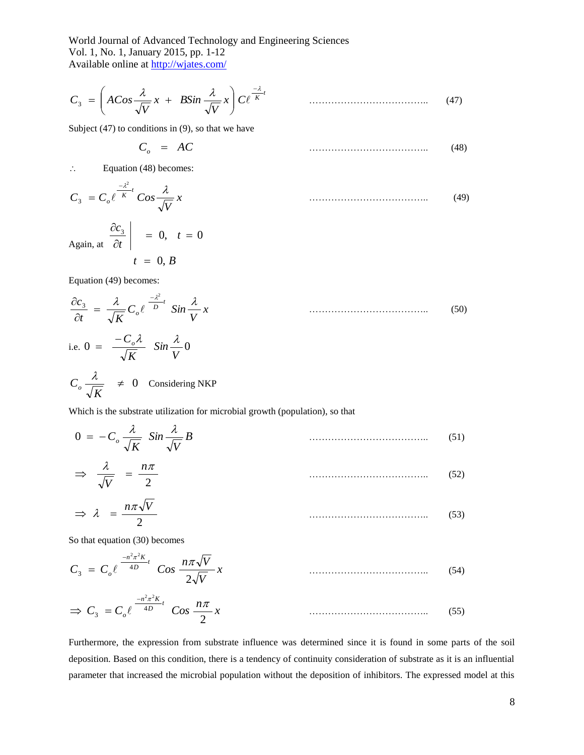$$C_3 = \left( ACos\frac{\lambda}{\sqrt{V}}x + BSin\frac{\lambda}{\sqrt{V}}x \right) C\ell^{\frac{-\lambda}{K}t} \qquad \text{..................................} \quad (47)$$

Subject (47) to conditions in (9), so that we have

$$C_o = AC \qquad \text{..................................} \quad (48)$$

$\therefore$ Equation (48) becomes:

$$C_3 = C_o \ell^{\frac{-\lambda^2}{K}t} Cos\frac{\lambda}{\sqrt{V}}x \qquad \text{..................................} \quad (49)$$

Again, at $\left. \frac{\partial c_3}{\partial t} \right|_{t = 0, B} = 0, \quad t = 0$

Equation (49) becomes:

$$\frac{\partial c_3}{\partial t} = \frac{\lambda}{\sqrt{K}} C_o \ell^{\frac{-\lambda^2}{D}t} Sin\frac{\lambda}{V}x \qquad \text{..................................} \quad (50)$$

i.e. $0 = \dfrac{-C_o \lambda}{\sqrt{K}} \quad Sin\dfrac{\lambda}{V}0$

$C_o \dfrac{\lambda}{\sqrt{K}} \neq 0$ Considering NKP

Which is the substrate utilization for microbial growth (population), so that

$$0 = -C_o \frac{\lambda}{\sqrt{K}} \quad Sin\frac{\lambda}{\sqrt{V}}B \qquad \text{..................................} \quad (51)$$

$$\Rightarrow \frac{\lambda}{\sqrt{V}} = \frac{n\pi}{2} \qquad \text{..................................} \quad (52)$$

$$\Rightarrow \lambda = \frac{n\pi\sqrt{V}}{2} \qquad \text{..................................} \quad (53)$$

So that equation (30) becomes

$$C_3 = C_o \ell^{\frac{-n^2\pi^2 K}{4D}t} \quad Cos\frac{n\pi\sqrt{V}}{2\sqrt{V}}x \qquad \text{..................................} \quad (54)$$

$$\Rightarrow C_3 = C_o \ell^{\frac{-n^2\pi^2 K}{4D}t} \quad Cos\frac{n\pi}{2}x \qquad \text{..................................} \quad (55)$$

Furthermore, the expression from substrate influence was determined since it is found in some parts of the soil deposition. Based on this condition, there is a tendency of continuity consideration of substrate as it is an influential parameter that increased the microbial population without the deposition of inhibitors. The expressed model at this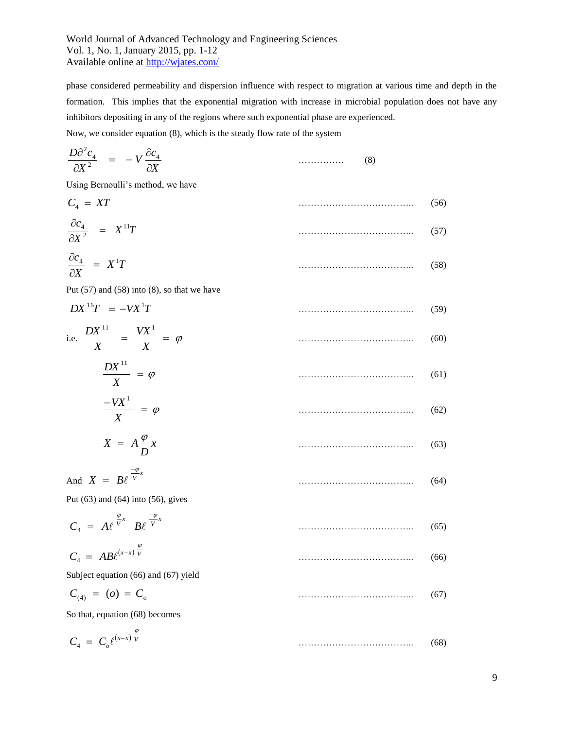phase considered permeability and dispersion influence with respect to migration at various time and depth in the formation. This implies that the exponential migration with increase in microbial population does not have any inhibitors depositing in any of the regions where such exponential phase are experienced.

Now, we consider equation (8), which is the steady flow rate of the system

$$\frac{D\partial^2 c_4}{\partial X^2} = -V\frac{\partial c_4}{\partial X} \quad \text{.............. (8)}$$

Using Bernoulli's method, we have

$$C_4 = XT \quad \text{.................................... (56)}$$

$$\frac{\partial c_4}{\partial X^2} = X^{11}T \quad \text{.................................... (57)}$$

$$\frac{\partial c_4}{\partial X} = X^{1}T \quad \text{.................................... (58)}$$

Put (57) and (58) into (8), so that we have

$$DX^{11}T = -VX^{1}T \quad \text{.................................... (59)}$$

i.e. $$\frac{DX^{11}}{X} = \frac{VX^{1}}{X} = \varphi \quad \text{.................................... (60)}$$

$$\frac{DX^{11}}{X} = \varphi \quad \text{.................................... (61)}$$

$$\frac{-VX^{1}}{X} = \varphi \quad \text{.................................... (62)}$$

$$X = A\frac{\varphi}{D}x \quad \text{.................................... (63)}$$

And $$X = B\ell^{\frac{-\varphi}{V}x} \quad \text{.................................... (64)}$$

Put (63) and (64) into (56), gives

$$C_4 = A\ell^{\frac{\varphi}{V}x} \; B\ell^{\frac{-\varphi}{V}x} \quad \text{.................................... (65)}$$

$$C_4 = AB\ell^{(x-x)\frac{\varphi}{V}} \quad \text{.................................... (66)}$$

Subject equation (66) and (67) yield

$$C_{(4)} = (o) = C_o \quad \text{.................................... (67)}$$

So that, equation (68) becomes

$$C_4 = C_o\ell^{(x-x)\frac{\varphi}{V}} \quad \text{.................................... (68)}$$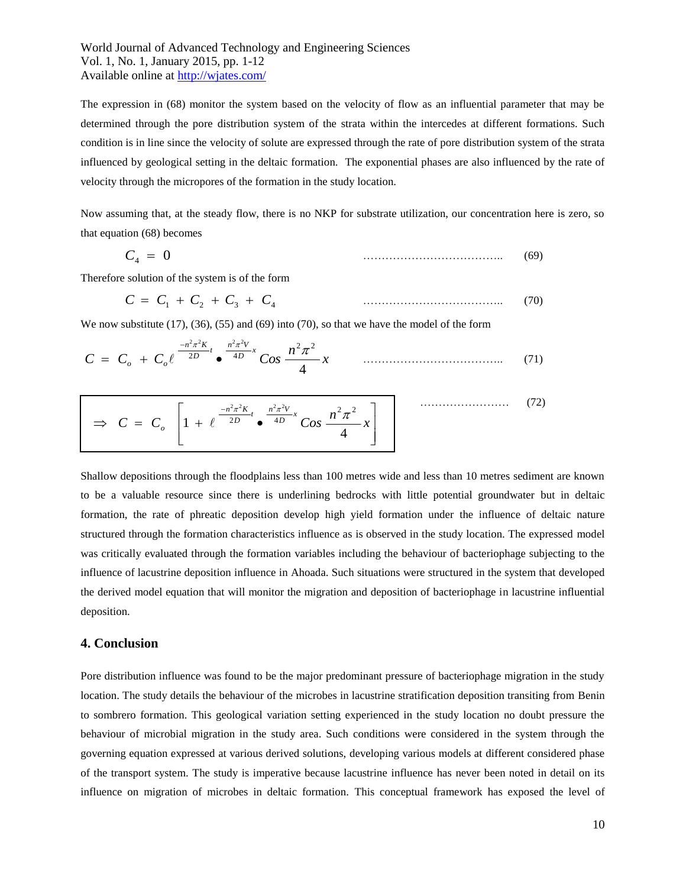The expression in (68) monitor the system based on the velocity of flow as an influential parameter that may be determined through the pore distribution system of the strata within the intercedes at different formations. Such condition is in line since the velocity of solute are expressed through the rate of pore distribution system of the strata influenced by geological setting in the deltaic formation. The exponential phases are also influenced by the rate of velocity through the micropores of the formation in the study location.

Now assuming that, at the steady flow, there is no NKP for substrate utilization, our concentration here is zero, so that equation (68) becomes

$$C_4 = 0 \qquad \text{(69)}$$

Therefore solution of the system is of the form

$$C = C_1 + C_2 + C_3 + C_4 \qquad \text{(70)}$$

We now substitute (17), (36), (55) and (69) into (70), so that we have the model of the form

$$C = C_o + C_o \ell^{\frac{-n^2\pi^2 K}{2D}t} \bullet {}^{\frac{n^2\pi^2 V}{4D}x} \, Cos \, \frac{n^2\pi^2}{4} x \qquad \text{(71)}$$

$$\Rightarrow \; C = C_o \left[ 1 + \ell^{\frac{-n^2\pi^2 K}{2D}t} \bullet {}^{\frac{n^2\pi^2 V}{4D}x} \, Cos \, \frac{n^2\pi^2}{4} x \right] \qquad \text{(72)}$$

Shallow depositions through the floodplains less than 100 metres wide and less than 10 metres sediment are known to be a valuable resource since there is underlining bedrocks with little potential groundwater but in deltaic formation, the rate of phreatic deposition develop high yield formation under the influence of deltaic nature structured through the formation characteristics influence as is observed in the study location. The expressed model was critically evaluated through the formation variables including the behaviour of bacteriophage subjecting to the influence of lacustrine deposition influence in Ahoada. Such situations were structured in the system that developed the derived model equation that will monitor the migration and deposition of bacteriophage in lacustrine influential deposition.

## 4. Conclusion

Pore distribution influence was found to be the major predominant pressure of bacteriophage migration in the study location. The study details the behaviour of the microbes in lacustrine stratification deposition transiting from Benin to sombrero formation. This geological variation setting experienced in the study location no doubt pressure the behaviour of microbial migration in the study area. Such conditions were considered in the system through the governing equation expressed at various derived solutions, developing various models at different considered phase of the transport system. The study is imperative because lacustrine influence has never been noted in detail on its influence on migration of microbes in deltaic formation. This conceptual framework has exposed the level of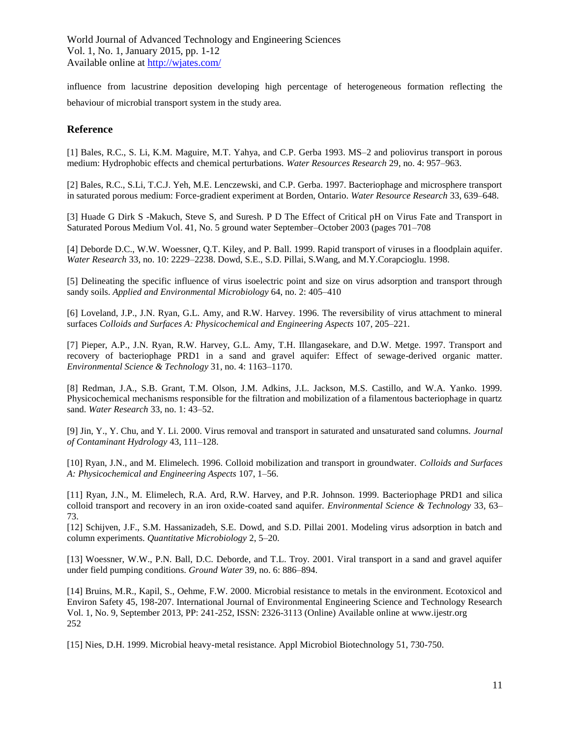influence from lacustrine deposition developing high percentage of heterogeneous formation reflecting the behaviour of microbial transport system in the study area.

## Reference

[1] Bales, R.C., S. Li, K.M. Maguire, M.T. Yahya, and C.P. Gerba 1993. MS–2 and poliovirus transport in porous medium: Hydrophobic effects and chemical perturbations. *Water Resources Research* 29, no. 4: 957–963.

[2] Bales, R.C., S.Li, T.C.J. Yeh, M.E. Lenczewski, and C.P. Gerba. 1997. Bacteriophage and microsphere transport in saturated porous medium: Force-gradient experiment at Borden, Ontario. *Water Resource Research* 33, 639–648.

[3] Huade G Dirk S -Makuch, Steve S, and Suresh. P D The Effect of Critical pH on Virus Fate and Transport in Saturated Porous Medium Vol. 41, No. 5 ground water September–October 2003 (pages 701–708

[4] Deborde D.C., W.W. Woessner, Q.T. Kiley, and P. Ball. 1999. Rapid transport of viruses in a floodplain aquifer. *Water Research* 33, no. 10: 2229–2238. Dowd, S.E., S.D. Pillai, S.Wang, and M.Y.Corapcioglu. 1998.

[5] Delineating the specific influence of virus isoelectric point and size on virus adsorption and transport through sandy soils. *Applied and Environmental Microbiology* 64, no. 2: 405–410

[6] Loveland, J.P., J.N. Ryan, G.L. Amy, and R.W. Harvey. 1996. The reversibility of virus attachment to mineral surfaces *Colloids and Surfaces A: Physicochemical and Engineering Aspects* 107, 205–221.

[7] Pieper, A.P., J.N. Ryan, R.W. Harvey, G.L. Amy, T.H. Illangasekare, and D.W. Metge. 1997. Transport and recovery of bacteriophage PRD1 in a sand and gravel aquifer: Effect of sewage-derived organic matter. *Environmental Science & Technology* 31, no. 4: 1163–1170.

[8] Redman, J.A., S.B. Grant, T.M. Olson, J.M. Adkins, J.L. Jackson, M.S. Castillo, and W.A. Yanko. 1999. Physicochemical mechanisms responsible for the filtration and mobilization of a filamentous bacteriophage in quartz sand. *Water Research* 33, no. 1: 43–52.

[9] Jin, Y., Y. Chu, and Y. Li. 2000. Virus removal and transport in saturated and unsaturated sand columns. *Journal of Contaminant Hydrology* 43, 111–128.

[10] Ryan, J.N., and M. Elimelech. 1996. Colloid mobilization and transport in groundwater. *Colloids and Surfaces A: Physicochemical and Engineering Aspects* 107, 1–56.

[11] Ryan, J.N., M. Elimelech, R.A. Ard, R.W. Harvey, and P.R. Johnson. 1999. Bacteriophage PRD1 and silica colloid transport and recovery in an iron oxide-coated sand aquifer. *Environmental Science & Technology* 33, 63–73.

[12] Schijven, J.F., S.M. Hassanizadeh, S.E. Dowd, and S.D. Pillai 2001. Modeling virus adsorption in batch and column experiments. *Quantitative Microbiology* 2, 5–20.

[13] Woessner, W.W., P.N. Ball, D.C. Deborde, and T.L. Troy. 2001. Viral transport in a sand and gravel aquifer under field pumping conditions. *Ground Water* 39, no. 6: 886–894.

[14] Bruins, M.R., Kapil, S., Oehme, F.W. 2000. Microbial resistance to metals in the environment. Ecotoxicol and Environ Safety 45, 198-207. International Journal of Environmental Engineering Science and Technology Research Vol. 1, No. 9, September 2013, PP: 241-252, ISSN: 2326-3113 (Online) Available online at www.ijestr.org 252

[15] Nies, D.H. 1999. Microbial heavy-metal resistance. Appl Microbiol Biotechnology 51, 730-750.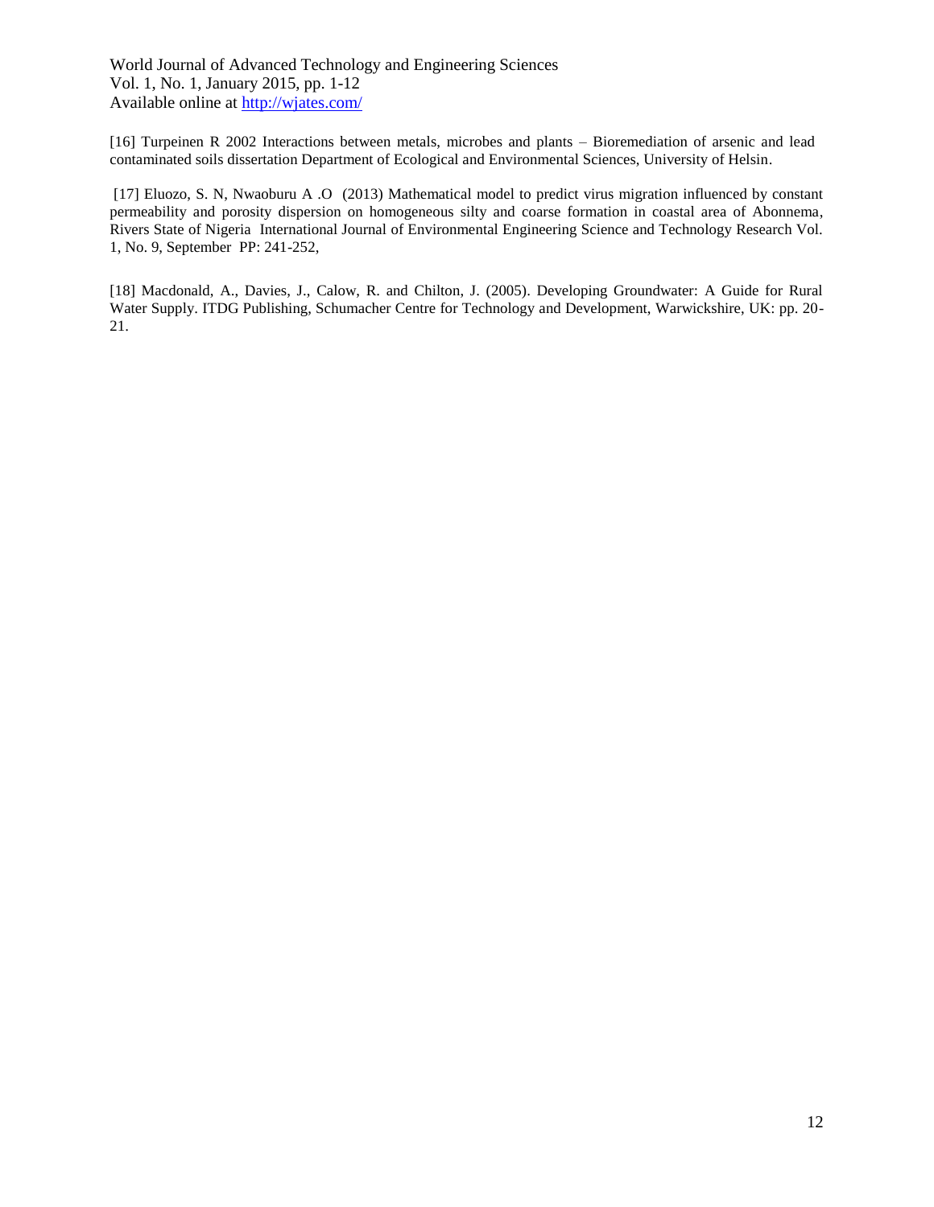[16] Turpeinen R 2002 Interactions between metals, microbes and plants – Bioremediation of arsenic and lead contaminated soils dissertation Department of Ecological and Environmental Sciences, University of Helsin.

[17] Eluozo, S. N, Nwaoburu A .O (2013) Mathematical model to predict virus migration influenced by constant permeability and porosity dispersion on homogeneous silty and coarse formation in coastal area of Abonnema, Rivers State of Nigeria International Journal of Environmental Engineering Science and Technology Research Vol. 1, No. 9, September PP: 241-252,

[18] Macdonald, A., Davies, J., Calow, R. and Chilton, J. (2005). Developing Groundwater: A Guide for Rural Water Supply. ITDG Publishing, Schumacher Centre for Technology and Development, Warwickshire, UK: pp. 20-21.